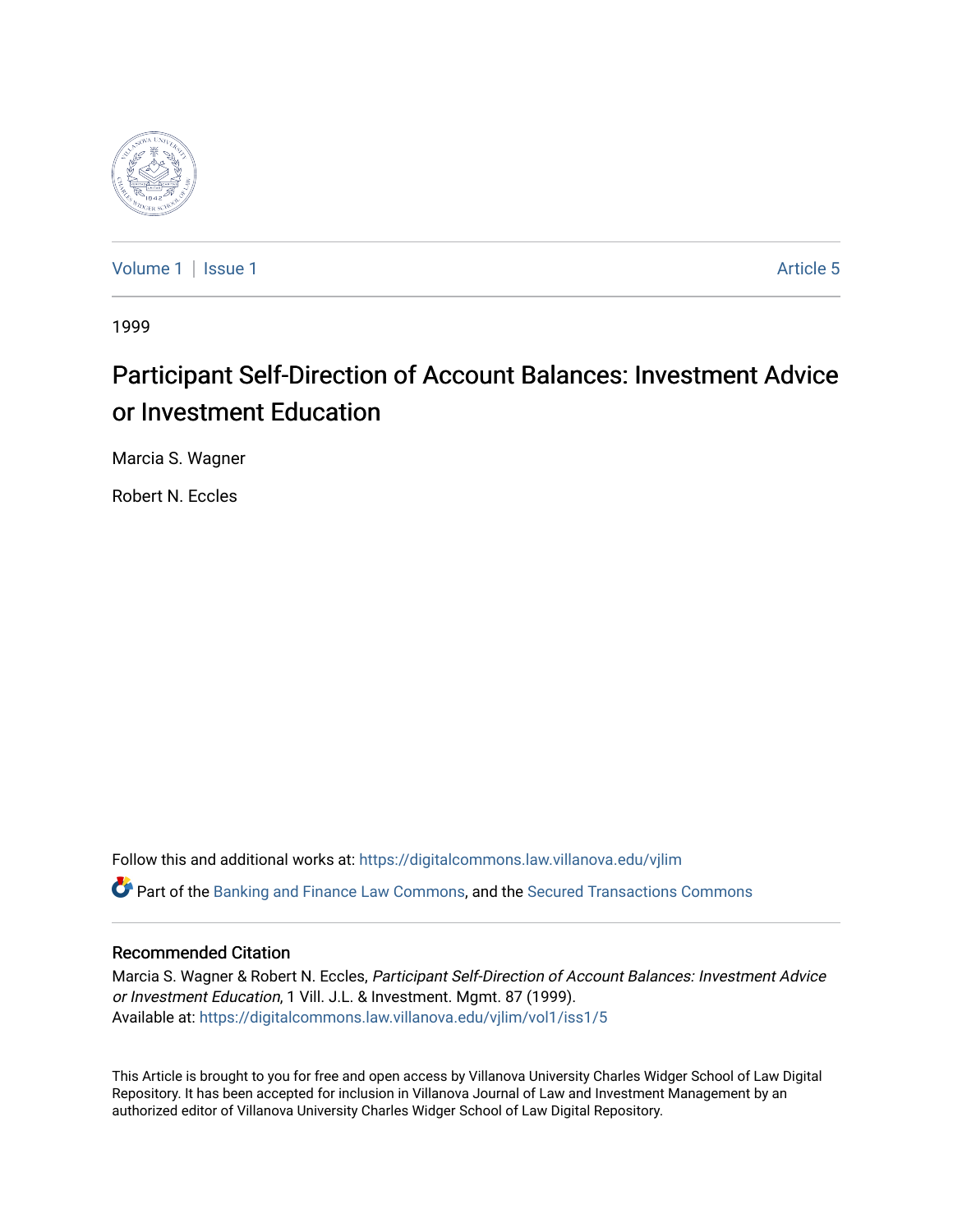Volume 1 | Issue 1 Article 5

1999

# Participant Self-Direction of Account Balances: Investment Advice or Investment Education

Marcia S. Wagner

Robert N. Eccles

Follow this and additional works at: https://digitalcommons.law.villanova.edu/vjlim

Part of the Banking and Finance Law Commons, and the Secured Transactions Commons

## Recommended Citation

Marcia S. Wagner & Robert N. Eccles, *Participant Self-Direction of Account Balances: Investment Advice or Investment Education*, 1 Vill. J.L. & Investment. Mgmt. 87 (1999).
Available at: https://digitalcommons.law.villanova.edu/vjlim/vol1/iss1/5

This Article is brought to you for free and open access by Villanova University Charles Widger School of Law Digital Repository. It has been accepted for inclusion in Villanova Journal of Law and Investment Management by an authorized editor of Villanova University Charles Widger School of Law Digital Repository.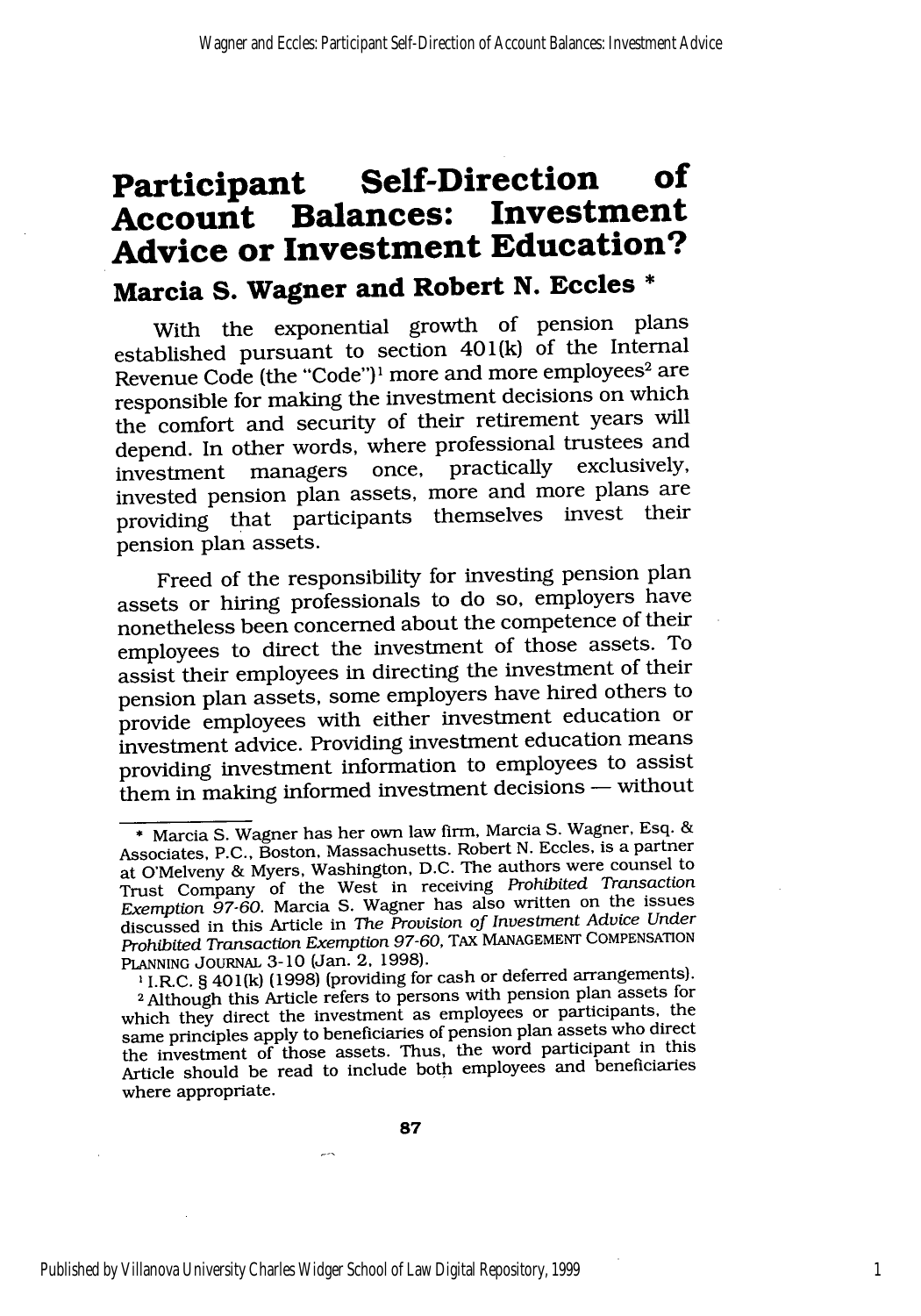# Participant Self-Direction of Account Balances: Investment Advice or Investment Education?

## Marcia S. Wagner and Robert N. Eccles *

With the exponential growth of pension plans established pursuant to section 401(k) of the Internal Revenue Code (the "Code")[1] more and more employees[2] are responsible for making the investment decisions on which the comfort and security of their retirement years will depend. In other words, where professional trustees and investment managers once, practically exclusively, invested pension plan assets, more and more plans are providing that participants themselves invest their pension plan assets.

Freed of the responsibility for investing pension plan assets or hiring professionals to do so, employers have nonetheless been concerned about the competence of their employees to direct the investment of those assets. To assist their employees in directing the investment of their pension plan assets, some employers have hired others to provide employees with either investment education or investment advice. Providing investment education means providing investment information to employees to assist them in making informed investment decisions — without

---

\* Marcia S. Wagner has her own law firm, Marcia S. Wagner, Esq. & Associates, P.C., Boston, Massachusetts. Robert N. Eccles, is a partner at O'Melveny & Myers, Washington, D.C. The authors were counsel to Trust Company of the West in receiving *Prohibited Transaction Exemption 97-60*. Marcia S. Wagner has also written on the issues discussed in this Article in *The Provision of Investment Advice Under Prohibited Transaction Exemption 97-60*, TAX MANAGEMENT COMPENSATION PLANNING JOURNAL 3-10 (Jan. 2, 1998).

[1] I.R.C. § 401(k) (1998) (providing for cash or deferred arrangements).

[2] Although this Article refers to persons with pension plan assets for which they direct the investment as employees or participants, the same principles apply to beneficiaries of pension plan assets who direct the investment of those assets. Thus, the word participant in this Article should be read to include both employees and beneficiaries where appropriate.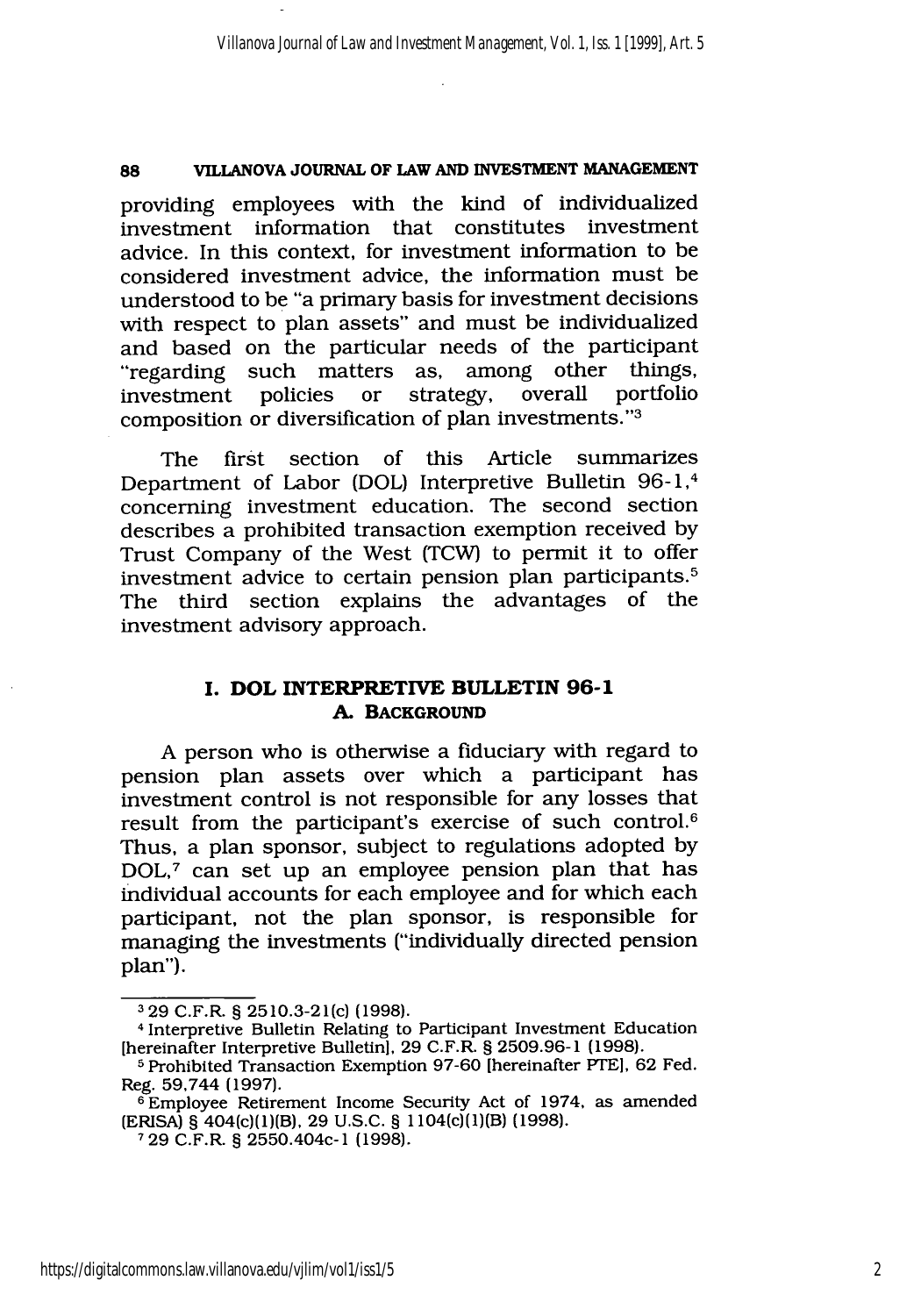providing employees with the kind of individualized investment information that constitutes investment advice. In this context, for investment information to be considered investment advice, the information must be understood to be "a primary basis for investment decisions with respect to plan assets" and must be individualized and based on the particular needs of the participant "regarding such matters as, among other things, investment policies or strategy, overall portfolio composition or diversification of plan investments."[3]

The first section of this Article summarizes Department of Labor (DOL) Interpretive Bulletin 96-1,[4] concerning investment education. The second section describes a prohibited transaction exemption received by Trust Company of the West (TCW) to permit it to offer investment advice to certain pension plan participants.[5] The third section explains the advantages of the investment advisory approach.

## I. DOL INTERPRETIVE BULLETIN 96-1

### A. BACKGROUND

A person who is otherwise a fiduciary with regard to pension plan assets over which a participant has investment control is not responsible for any losses that result from the participant's exercise of such control.[6] Thus, a plan sponsor, subject to regulations adopted by DOL,[7] can set up an employee pension plan that has individual accounts for each employee and for which each participant, not the plan sponsor, is responsible for managing the investments ("individually directed pension plan").

---

[3] 29 C.F.R. § 2510.3-21(c) (1998).

[4] Interpretive Bulletin Relating to Participant Investment Education [hereinafter Interpretive Bulletin], 29 C.F.R. § 2509.96-1 (1998).

[5] Prohibited Transaction Exemption 97-60 [hereinafter PTE], 62 Fed. Reg. 59,744 (1997).

[6] Employee Retirement Income Security Act of 1974, as amended (ERISA) § 404(c)(1)(B), 29 U.S.C. § 1104(c)(1)(B) (1998).

[7] 29 C.F.R. § 2550.404c-1 (1998).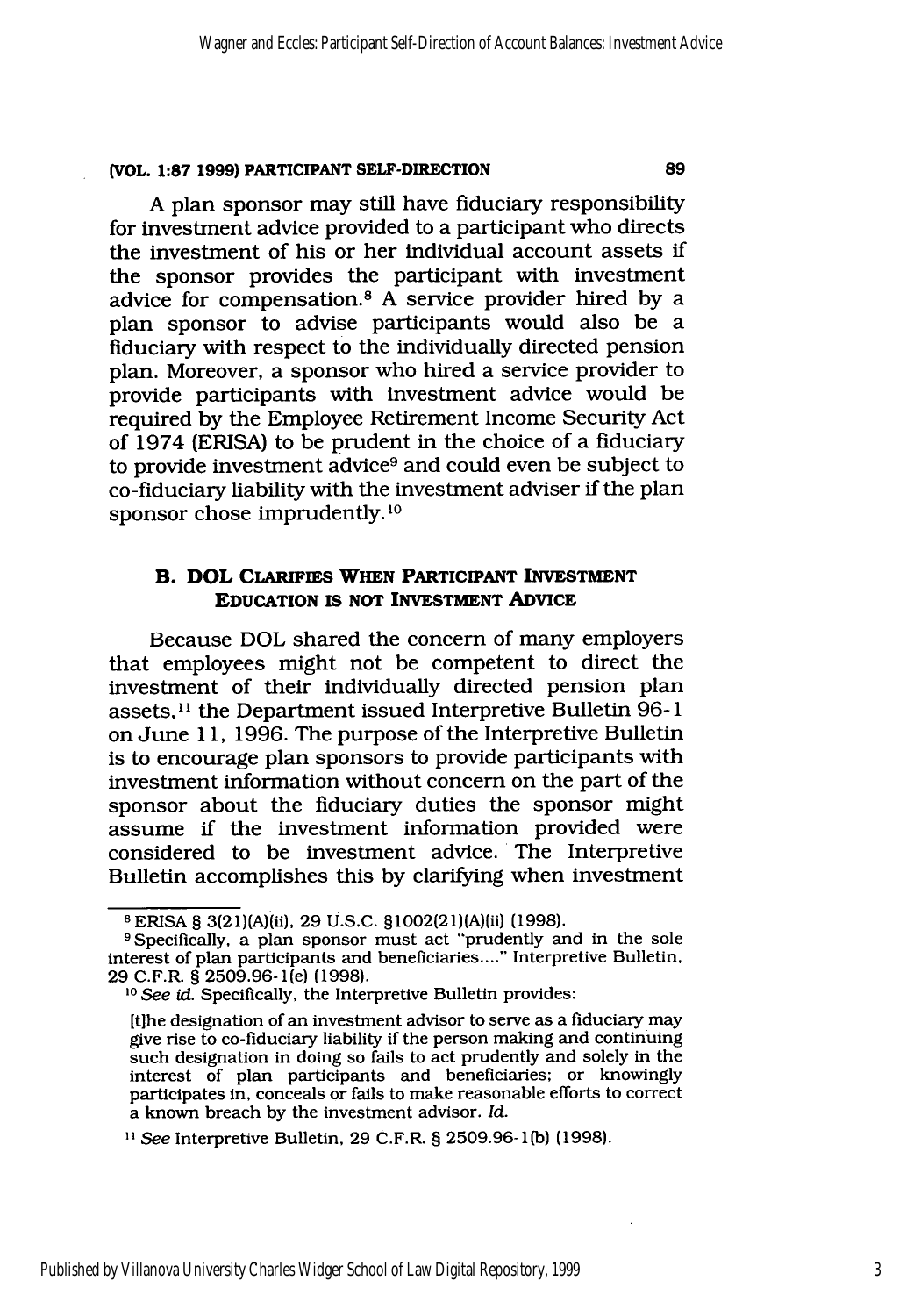A plan sponsor may still have fiduciary responsibility for investment advice provided to a participant who directs the investment of his or her individual account assets if the sponsor provides the participant with investment advice for compensation.[8] A service provider hired by a plan sponsor to advise participants would also be a fiduciary with respect to the individually directed pension plan. Moreover, a sponsor who hired a service provider to provide participants with investment advice would be required by the Employee Retirement Income Security Act of 1974 (ERISA) to be prudent in the choice of a fiduciary to provide investment advice[9] and could even be subject to co-fiduciary liability with the investment adviser if the plan sponsor chose imprudently.[10]

### B. DOL Clarifies When Participant Investment Education is Not Investment Advice

Because DOL shared the concern of many employers that employees might not be competent to direct the investment of their individually directed pension plan assets,[11] the Department issued Interpretive Bulletin 96-1 on June 11, 1996. The purpose of the Interpretive Bulletin is to encourage plan sponsors to provide participants with investment information without concern on the part of the sponsor about the fiduciary duties the sponsor might assume if the investment information provided were considered to be investment advice. The Interpretive Bulletin accomplishes this by clarifying when investment

---

[8] ERISA § 3(21)(A)(ii), 29 U.S.C. §1002(21)(A)(ii) (1998).

[9] Specifically, a plan sponsor must act "prudently and in the sole interest of plan participants and beneficiaries...." Interpretive Bulletin, 29 C.F.R. § 2509.96-1(e) (1998).

[10] *See id.* Specifically, the Interpretive Bulletin provides:

> [t]he designation of an investment advisor to serve as a fiduciary may give rise to co-fiduciary liability if the person making and continuing such designation in doing so fails to act prudently and solely in the interest of plan participants and beneficiaries; or knowingly participates in, conceals or fails to make reasonable efforts to correct a known breach by the investment advisor. *Id.*

[11] *See* Interpretive Bulletin, 29 C.F.R. § 2509.96-1(b) (1998).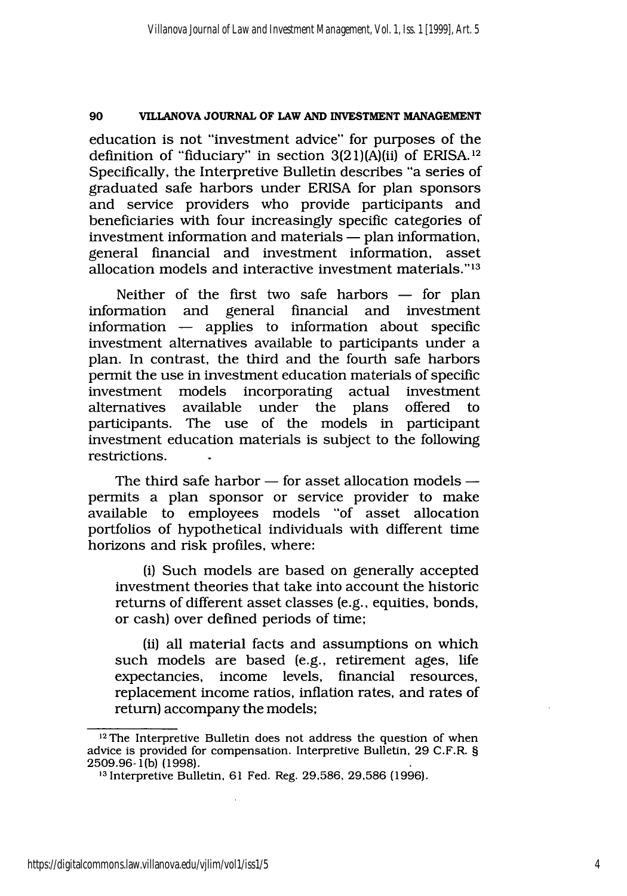education is not "investment advice" for purposes of the definition of "fiduciary" in section 3(21)(A)(ii) of ERISA.[12] Specifically, the Interpretive Bulletin describes "a series of graduated safe harbors under ERISA for plan sponsors and service providers who provide participants and beneficiaries with four increasingly specific categories of investment information and materials — plan information, general financial and investment information, asset allocation models and interactive investment materials."[13]

Neither of the first two safe harbors — for plan information and general financial and investment information — applies to information about specific investment alternatives available to participants under a plan. In contrast, the third and the fourth safe harbors permit the use in investment education materials of specific investment models incorporating actual investment alternatives available under the plans offered to participants. The use of the models in participant investment education materials is subject to the following restrictions.

The third safe harbor — for asset allocation models — permits a plan sponsor or service provider to make available to employees models "of asset allocation portfolios of hypothetical individuals with different time horizons and risk profiles, where:

> (i) Such models are based on generally accepted investment theories that take into account the historic returns of different asset classes (e.g., equities, bonds, or cash) over defined periods of time;
>
> (ii) all material facts and assumptions on which such models are based (e.g., retirement ages, life expectancies, income levels, financial resources, replacement income ratios, inflation rates, and rates of return) accompany the models;

---

[12] The Interpretive Bulletin does not address the question of when advice is provided for compensation. Interpretive Bulletin, 29 C.F.R. § 2509.96-1(b) (1998).

[13] Interpretive Bulletin, 61 Fed. Reg. 29,586, 29,586 (1996).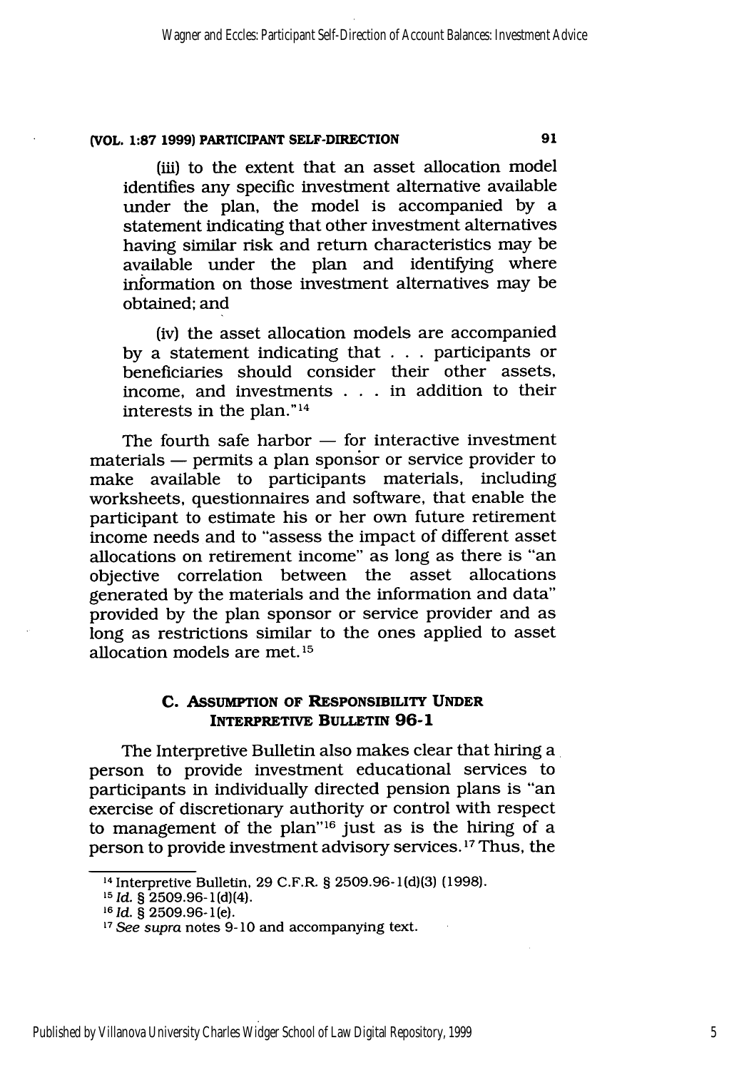(iii) to the extent that an asset allocation model identifies any specific investment alternative available under the plan, the model is accompanied by a statement indicating that other investment alternatives having similar risk and return characteristics may be available under the plan and identifying where information on those investment alternatives may be obtained; and

(iv) the asset allocation models are accompanied by a statement indicating that . . . participants or beneficiaries should consider their other assets, income, and investments . . . in addition to their interests in the plan."[14]

The fourth safe harbor — for interactive investment materials — permits a plan sponsor or service provider to make available to participants materials, including worksheets, questionnaires and software, that enable the participant to estimate his or her own future retirement income needs and to "assess the impact of different asset allocations on retirement income" as long as there is "an objective correlation between the asset allocations generated by the materials and the information and data" provided by the plan sponsor or service provider and as long as restrictions similar to the ones applied to asset allocation models are met.[15]

### C. Assumption of Responsibility Under Interpretive Bulletin 96-1

The Interpretive Bulletin also makes clear that hiring a person to provide investment educational services to participants in individually directed pension plans is "an exercise of discretionary authority or control with respect to management of the plan"[16] just as is the hiring of a person to provide investment advisory services.[17] Thus, the

---

[14] Interpretive Bulletin, 29 C.F.R. § 2509.96-1(d)(3) (1998).

[15] *Id.* § 2509.96-1(d)(4).

[16] *Id.* § 2509.96-1(e).

[17] *See supra* notes 9-10 and accompanying text.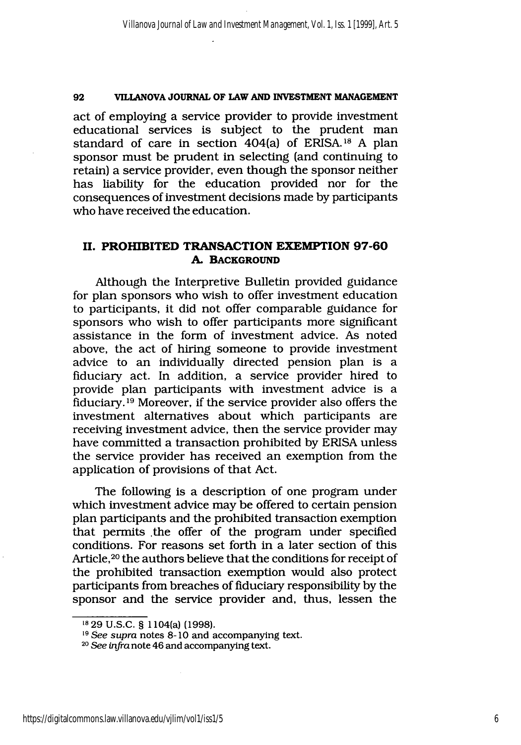act of employing a service provider to provide investment educational services is subject to the prudent man standard of care in section 404(a) of ERISA.[18] A plan sponsor must be prudent in selecting (and continuing to retain) a service provider, even though the sponsor neither has liability for the education provided nor for the consequences of investment decisions made by participants who have received the education.

## II. PROHIBITED TRANSACTION EXEMPTION 97-60

### A. BACKGROUND

Although the Interpretive Bulletin provided guidance for plan sponsors who wish to offer investment education to participants, it did not offer comparable guidance for sponsors who wish to offer participants more significant assistance in the form of investment advice. As noted above, the act of hiring someone to provide investment advice to an individually directed pension plan is a fiduciary act. In addition, a service provider hired to provide plan participants with investment advice is a fiduciary.[19] Moreover, if the service provider also offers the investment alternatives about which participants are receiving investment advice, then the service provider may have committed a transaction prohibited by ERISA unless the service provider has received an exemption from the application of provisions of that Act.

The following is a description of one program under which investment advice may be offered to certain pension plan participants and the prohibited transaction exemption that permits the offer of the program under specified conditions. For reasons set forth in a later section of this Article,[20] the authors believe that the conditions for receipt of the prohibited transaction exemption would also protect participants from breaches of fiduciary responsibility by the sponsor and the service provider and, thus, lessen the

---

[18] 29 U.S.C. § 1104(a) (1998).

[19] *See supra* notes 8-10 and accompanying text.

[20] *See infra* note 46 and accompanying text.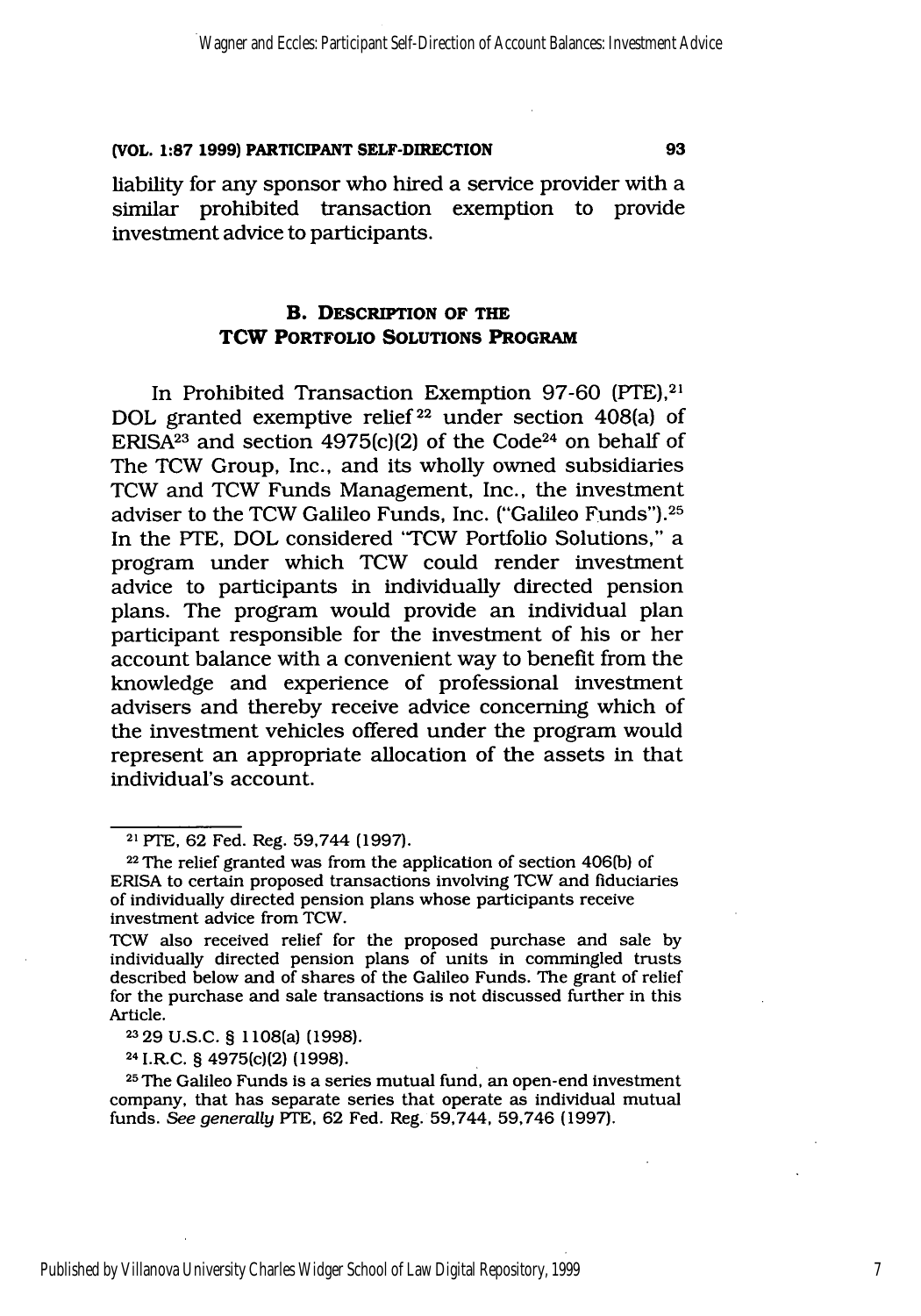liability for any sponsor who hired a service provider with a similar prohibited transaction exemption to provide investment advice to participants.

### B. Description of the TCW Portfolio Solutions Program

In Prohibited Transaction Exemption 97-60 (PTE),[21] DOL granted exemptive relief[22] under section 408(a) of ERISA[23] and section 4975(c)(2) of the Code[24] on behalf of The TCW Group, Inc., and its wholly owned subsidiaries TCW and TCW Funds Management, Inc., the investment adviser to the TCW Galileo Funds, Inc. ("Galileo Funds").[25] In the PTE, DOL considered "TCW Portfolio Solutions," a program under which TCW could render investment advice to participants in individually directed pension plans. The program would provide an individual plan participant responsible for the investment of his or her account balance with a convenient way to benefit from the knowledge and experience of professional investment advisers and thereby receive advice concerning which of the investment vehicles offered under the program would represent an appropriate allocation of the assets in that individual's account.

---

[21] PTE, 62 Fed. Reg. 59,744 (1997).

[22] The relief granted was from the application of section 406(b) of ERISA to certain proposed transactions involving TCW and fiduciaries of individually directed pension plans whose participants receive investment advice from TCW.

TCW also received relief for the proposed purchase and sale by individually directed pension plans of units in commingled trusts described below and of shares of the Galileo Funds. The grant of relief for the purchase and sale transactions is not discussed further in this Article.

[23] 29 U.S.C. § 1108(a) (1998).

[24] I.R.C. § 4975(c)(2) (1998).

[25] The Galileo Funds is a series mutual fund, an open-end investment company, that has separate series that operate as individual mutual funds. *See generally* PTE, 62 Fed. Reg. 59,744, 59,746 (1997).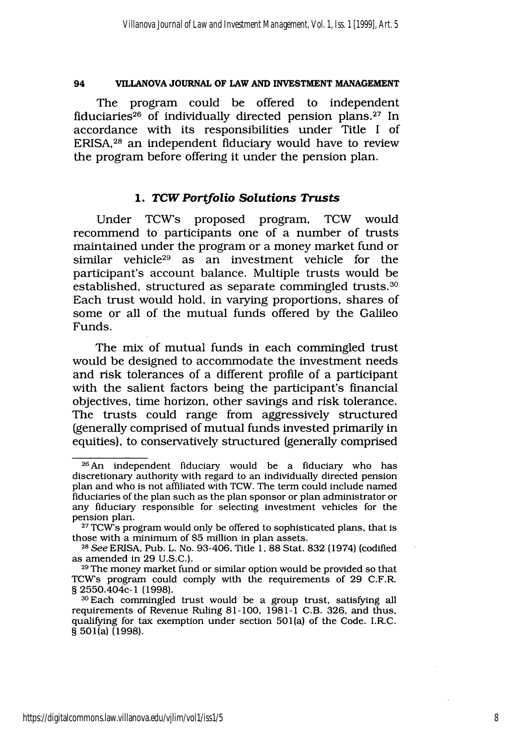The program could be offered to independent fiduciaries[26] of individually directed pension plans.[27] In accordance with its responsibilities under Title I of ERISA,[28] an independent fiduciary would have to review the program before offering it under the pension plan.

### 1. *TCW Portfolio Solutions Trusts*

Under TCW's proposed program, TCW would recommend to participants one of a number of trusts maintained under the program or a money market fund or similar vehicle[29] as an investment vehicle for the participant's account balance. Multiple trusts would be established, structured as separate commingled trusts.[30] Each trust would hold, in varying proportions, shares of some or all of the mutual funds offered by the Galileo Funds.

The mix of mutual funds in each commingled trust would be designed to accommodate the investment needs and risk tolerances of a different profile of a participant with the salient factors being the participant's financial objectives, time horizon, other savings and risk tolerance. The trusts could range from aggressively structured (generally comprised of mutual funds invested primarily in equities), to conservatively structured (generally comprised

---

[26] An independent fiduciary would be a fiduciary who has discretionary authority with regard to an individually directed pension plan and who is not affiliated with TCW. The term could include named fiduciaries of the plan such as the plan sponsor or plan administrator or any fiduciary responsible for selecting investment vehicles for the pension plan.

[27] TCW's program would only be offered to sophisticated plans, that is those with a minimum of $5 million in plan assets.

[28] *See* ERISA, Pub. L. No. 93-406, Title 1, 88 Stat. 832 (1974) (codified as amended in 29 U.S.C.).

[29] The money market fund or similar option would be provided so that TCW's program could comply with the requirements of 29 C.F.R. § 2550.404c-1 (1998).

[30] Each commingled trust would be a group trust, satisfying all requirements of Revenue Ruling 81-100, 1981-1 C.B. 326, and thus, qualifying for tax exemption under section 501(a) of the Code. I.R.C. § 501(a) (1998).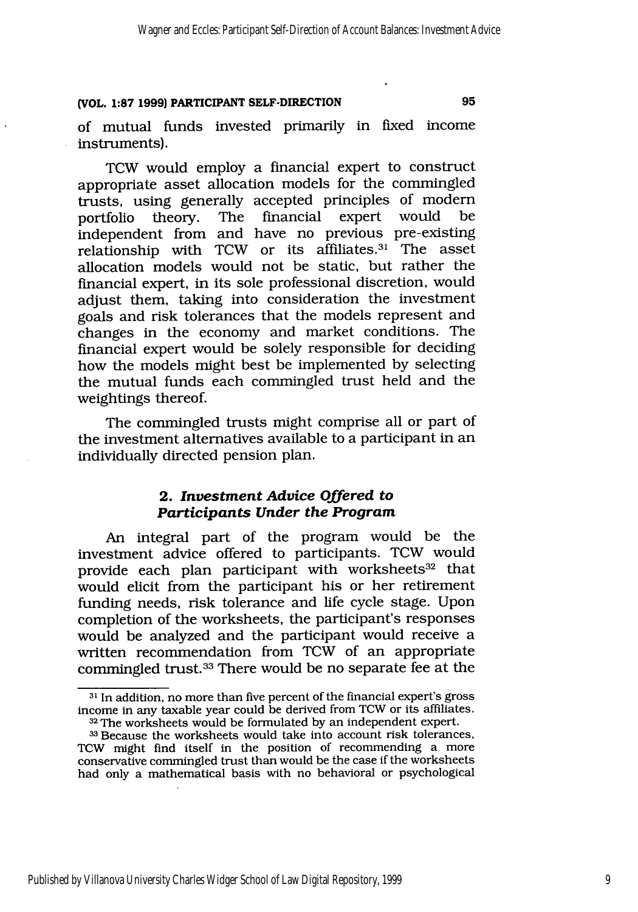of mutual funds invested primarily in fixed income instruments).

TCW would employ a financial expert to construct appropriate asset allocation models for the commingled trusts, using generally accepted principles of modern portfolio theory. The financial expert would be independent from and have no previous pre-existing relationship with TCW or its affiliates.[31] The asset allocation models would not be static, but rather the financial expert, in its sole professional discretion, would adjust them, taking into consideration the investment goals and risk tolerances that the models represent and changes in the economy and market conditions. The financial expert would be solely responsible for deciding how the models might best be implemented by selecting the mutual funds each commingled trust held and the weightings thereof.

The commingled trusts might comprise all or part of the investment alternatives available to a participant in an individually directed pension plan.

### 2. *Investment Advice Offered to Participants Under the Program*

An integral part of the program would be the investment advice offered to participants. TCW would provide each plan participant with worksheets[32] that would elicit from the participant his or her retirement funding needs, risk tolerance and life cycle stage. Upon completion of the worksheets, the participant's responses would be analyzed and the participant would receive a written recommendation from TCW of an appropriate commingled trust.[33] There would be no separate fee at the

---

[31] In addition, no more than five percent of the financial expert's gross income in any taxable year could be derived from TCW or its affiliates.

[32] The worksheets would be formulated by an independent expert.

[33] Because the worksheets would take into account risk tolerances, TCW might find itself in the position of recommending a more conservative commingled trust than would be the case if the worksheets had only a mathematical basis with no behavioral or psychological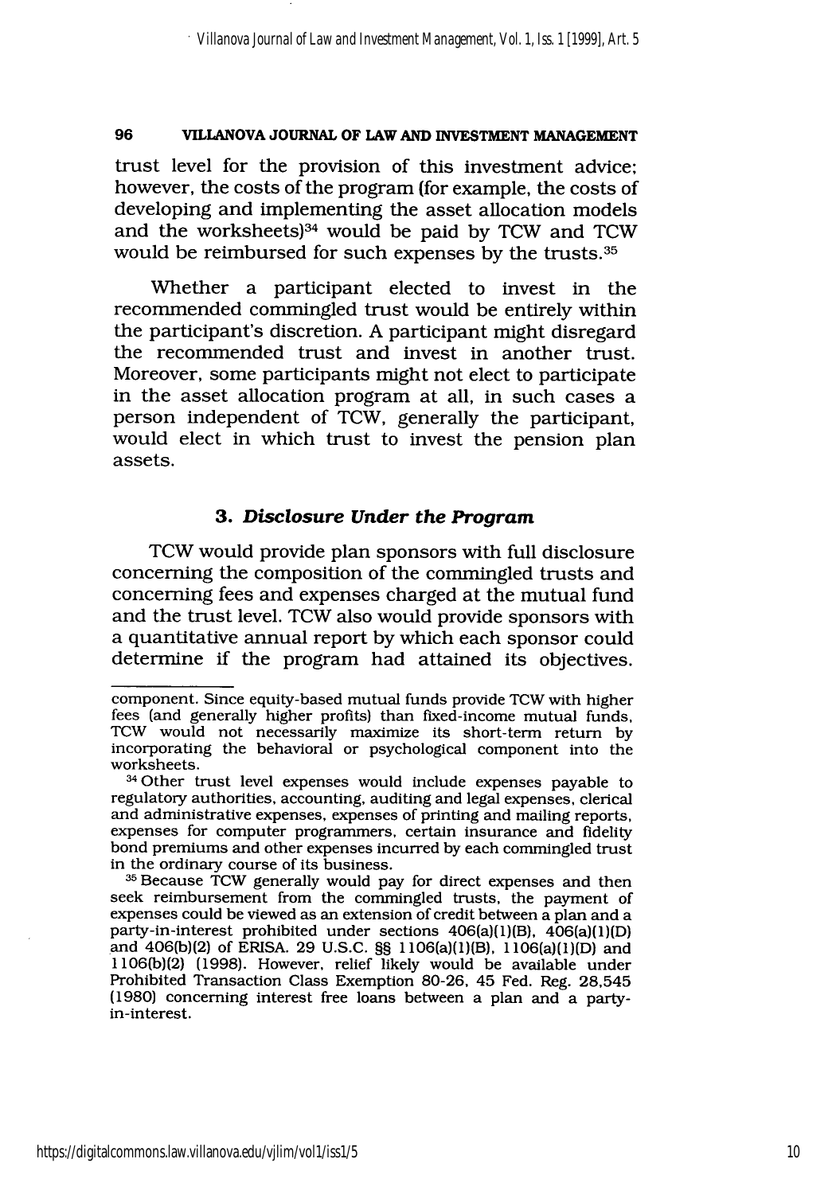trust level for the provision of this investment advice; however, the costs of the program (for example, the costs of developing and implementing the asset allocation models and the worksheets)[34] would be paid by TCW and TCW would be reimbursed for such expenses by the trusts.[35]

Whether a participant elected to invest in the recommended commingled trust would be entirely within the participant's discretion. A participant might disregard the recommended trust and invest in another trust. Moreover, some participants might not elect to participate in the asset allocation program at all, in such cases a person independent of TCW, generally the participant, would elect in which trust to invest the pension plan assets.

### 3. *Disclosure Under the Program*

TCW would provide plan sponsors with full disclosure concerning the composition of the commingled trusts and concerning fees and expenses charged at the mutual fund and the trust level. TCW also would provide sponsors with a quantitative annual report by which each sponsor could determine if the program had attained its objectives.

---

component. Since equity-based mutual funds provide TCW with higher fees (and generally higher profits) than fixed-income mutual funds, TCW would not necessarily maximize its short-term return by incorporating the behavioral or psychological component into the worksheets.

[34] Other trust level expenses would include expenses payable to regulatory authorities, accounting, auditing and legal expenses, clerical and administrative expenses, expenses of printing and mailing reports, expenses for computer programmers, certain insurance and fidelity bond premiums and other expenses incurred by each commingled trust in the ordinary course of its business.

[35] Because TCW generally would pay for direct expenses and then seek reimbursement from the commingled trusts, the payment of expenses could be viewed as an extension of credit between a plan and a party-in-interest prohibited under sections 406(a)(1)(B), 406(a)(1)(D) and 406(b)(2) of ERISA. 29 U.S.C. §§ 1106(a)(1)(B), 1106(a)(1)(D) and 1106(b)(2) (1998). However, relief likely would be available under Prohibited Transaction Class Exemption 80-26, 45 Fed. Reg. 28,545 (1980) concerning interest free loans between a plan and a party-in-interest.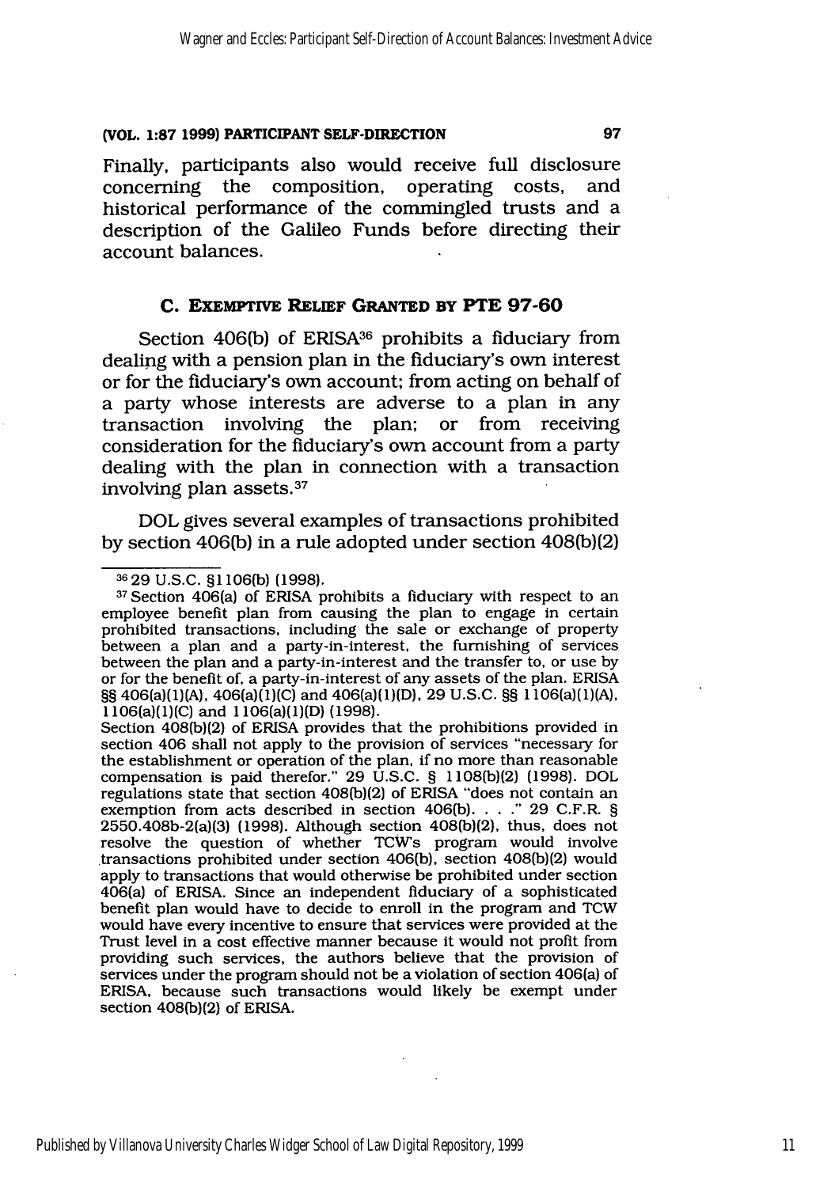Finally, participants also would receive full disclosure concerning the composition, operating costs, and historical performance of the commingled trusts and a description of the Galileo Funds before directing their account balances.

### C. Exemptive Relief Granted by PTE 97-60

Section 406(b) of ERISA[36] prohibits a fiduciary from dealing with a pension plan in the fiduciary's own interest or for the fiduciary's own account; from acting on behalf of a party whose interests are adverse to a plan in any transaction involving the plan; or from receiving consideration for the fiduciary's own account from a party dealing with the plan in connection with a transaction involving plan assets.[37]

DOL gives several examples of transactions prohibited by section 406(b) in a rule adopted under section 408(b)(2)

---

[36] 29 U.S.C. §1106(b) (1998).

[37] Section 406(a) of ERISA prohibits a fiduciary with respect to an employee benefit plan from causing the plan to engage in certain prohibited transactions, including the sale or exchange of property between a plan and a party-in-interest, the furnishing of services between the plan and a party-in-interest and the transfer to, or use by or for the benefit of, a party-in-interest of any assets of the plan. ERISA §§ 406(a)(1)(A), 406(a)(1)(C) and 406(a)(1)(D), 29 U.S.C. §§ 1106(a)(1)(A), 1106(a)(1)(C) and 1106(a)(1)(D) (1998).
Section 408(b)(2) of ERISA provides that the prohibitions provided in section 406 shall not apply to the provision of services "necessary for the establishment or operation of the plan, if no more than reasonable compensation is paid therefor." 29 U.S.C. § 1108(b)(2) (1998). DOL regulations state that section 408(b)(2) of ERISA "does not contain an exemption from acts described in section 406(b). . . ." 29 C.F.R. § 2550.408b-2(a)(3) (1998). Although section 408(b)(2), thus, does not resolve the question of whether TCW's program would involve transactions prohibited under section 406(b), section 408(b)(2) would apply to transactions that would otherwise be prohibited under section 406(a) of ERISA. Since an independent fiduciary of a sophisticated benefit plan would have to decide to enroll in the program and TCW would have every incentive to ensure that services were provided at the Trust level in a cost effective manner because it would not profit from providing such services, the authors believe that the provision of services under the program should not be a violation of section 406(a) of ERISA, because such transactions would likely be exempt under section 408(b)(2) of ERISA.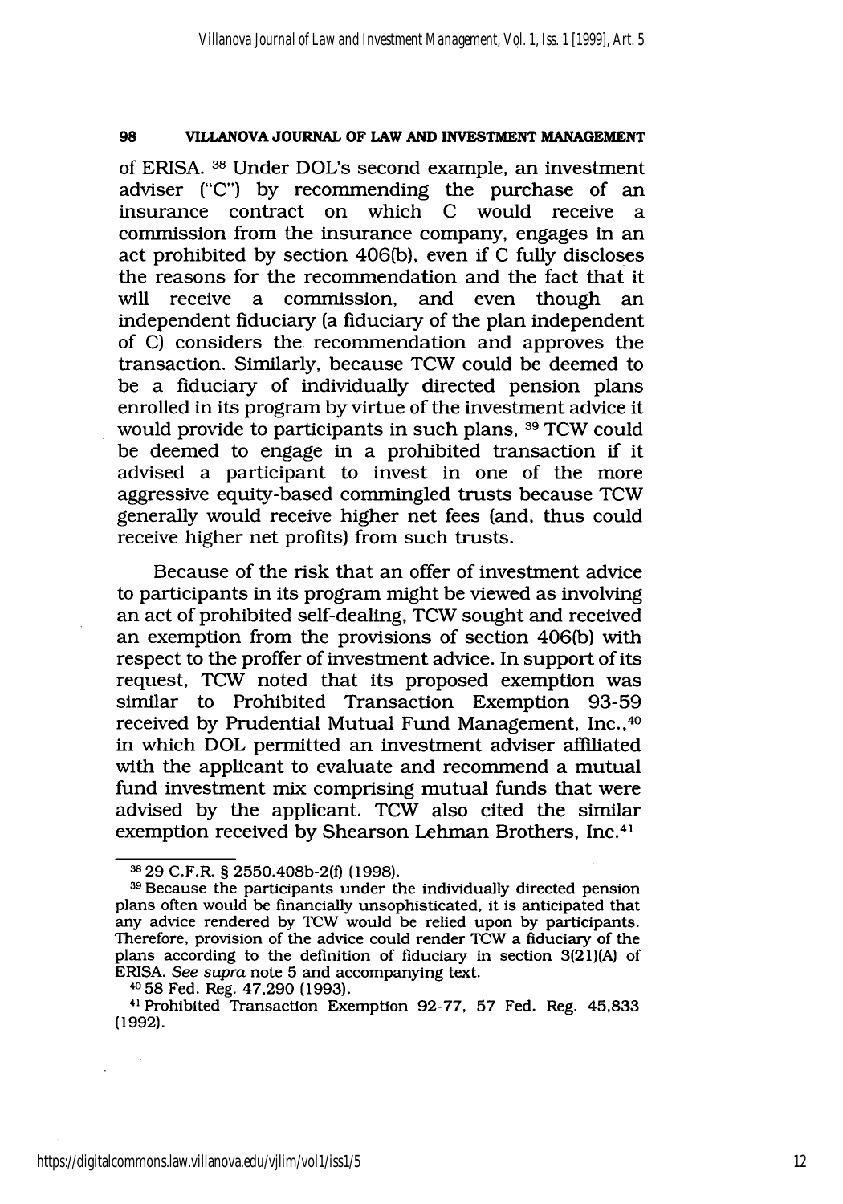of ERISA. [38] Under DOL's second example, an investment adviser ("C") by recommending the purchase of an insurance contract on which C would receive a commission from the insurance company, engages in an act prohibited by section 406(b), even if C fully discloses the reasons for the recommendation and the fact that it will receive a commission, and even though an independent fiduciary (a fiduciary of the plan independent of C) considers the recommendation and approves the transaction. Similarly, because TCW could be deemed to be a fiduciary of individually directed pension plans enrolled in its program by virtue of the investment advice it would provide to participants in such plans, [39] TCW could be deemed to engage in a prohibited transaction if it advised a participant to invest in one of the more aggressive equity-based commingled trusts because TCW generally would receive higher net fees (and, thus could receive higher net profits) from such trusts.

Because of the risk that an offer of investment advice to participants in its program might be viewed as involving an act of prohibited self-dealing, TCW sought and received an exemption from the provisions of section 406(b) with respect to the proffer of investment advice. In support of its request, TCW noted that its proposed exemption was similar to Prohibited Transaction Exemption 93-59 received by Prudential Mutual Fund Management, Inc.,[40] in which DOL permitted an investment adviser affiliated with the applicant to evaluate and recommend a mutual fund investment mix comprising mutual funds that were advised by the applicant. TCW also cited the similar exemption received by Shearson Lehman Brothers, Inc.[41]

---

[38] 29 C.F.R. § 2550.408b-2(f) (1998).

[39] Because the participants under the individually directed pension plans often would be financially unsophisticated, it is anticipated that any advice rendered by TCW would be relied upon by participants. Therefore, provision of the advice could render TCW a fiduciary of the plans according to the definition of fiduciary in section 3(21)(A) of ERISA. *See supra* note 5 and accompanying text.

[40] 58 Fed. Reg. 47,290 (1993).

[41] Prohibited Transaction Exemption 92-77, 57 Fed. Reg. 45,833 (1992).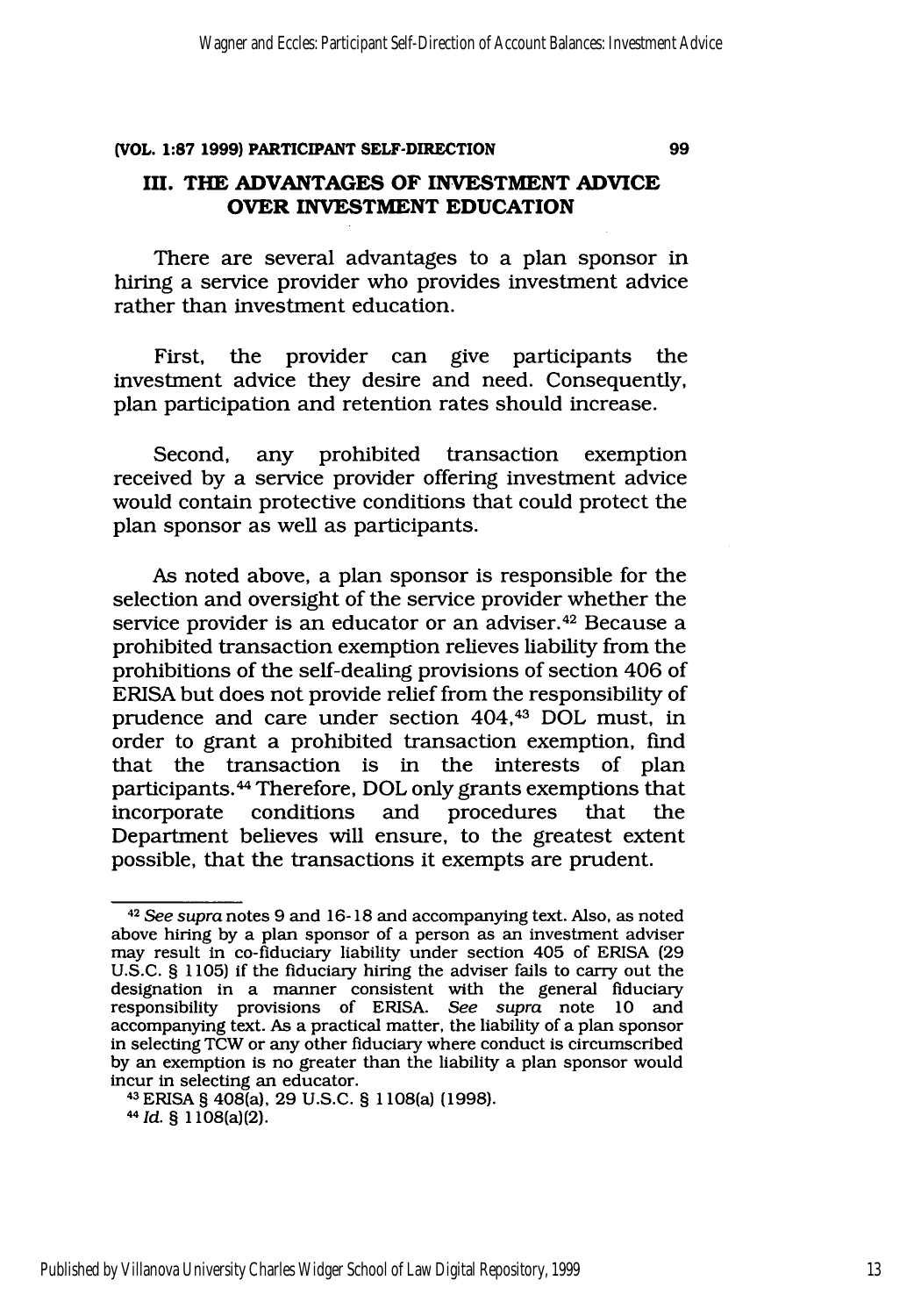## III. THE ADVANTAGES OF INVESTMENT ADVICE OVER INVESTMENT EDUCATION

There are several advantages to a plan sponsor in hiring a service provider who provides investment advice rather than investment education.

First, the provider can give participants the investment advice they desire and need. Consequently, plan participation and retention rates should increase.

Second, any prohibited transaction exemption received by a service provider offering investment advice would contain protective conditions that could protect the plan sponsor as well as participants.

As noted above, a plan sponsor is responsible for the selection and oversight of the service provider whether the service provider is an educator or an adviser.[42] Because a prohibited transaction exemption relieves liability from the prohibitions of the self-dealing provisions of section 406 of ERISA but does not provide relief from the responsibility of prudence and care under section 404,[43] DOL must, in order to grant a prohibited transaction exemption, find that the transaction is in the interests of plan participants.[44] Therefore, DOL only grants exemptions that incorporate conditions and procedures that the Department believes will ensure, to the greatest extent possible, that the transactions it exempts are prudent.

---

[42] *See supra* notes 9 and 16-18 and accompanying text. Also, as noted above hiring by a plan sponsor of a person as an investment adviser may result in co-fiduciary liability under section 405 of ERISA (29 U.S.C. § 1105) if the fiduciary hiring the adviser fails to carry out the designation in a manner consistent with the general fiduciary responsibility provisions of ERISA. *See supra* note 10 and accompanying text. As a practical matter, the liability of a plan sponsor in selecting TCW or any other fiduciary where conduct is circumscribed by an exemption is no greater than the liability a plan sponsor would incur in selecting an educator.

[43] ERISA § 408(a), 29 U.S.C. § 1108(a) (1998).

[44] *Id.* § 1108(a)(2).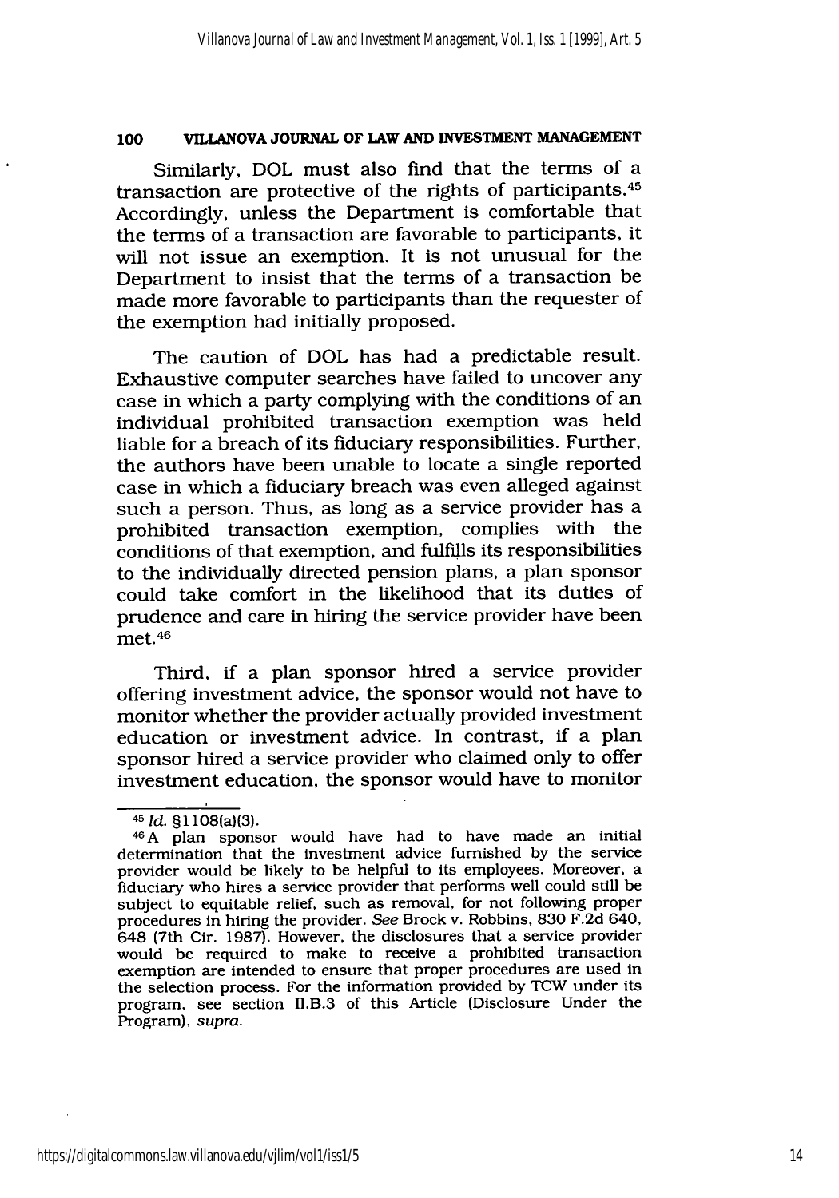Similarly, DOL must also find that the terms of a transaction are protective of the rights of participants.[45] Accordingly, unless the Department is comfortable that the terms of a transaction are favorable to participants, it will not issue an exemption. It is not unusual for the Department to insist that the terms of a transaction be made more favorable to participants than the requester of the exemption had initially proposed.

The caution of DOL has had a predictable result. Exhaustive computer searches have failed to uncover any case in which a party complying with the conditions of an individual prohibited transaction exemption was held liable for a breach of its fiduciary responsibilities. Further, the authors have been unable to locate a single reported case in which a fiduciary breach was even alleged against such a person. Thus, as long as a service provider has a prohibited transaction exemption, complies with the conditions of that exemption, and fulfills its responsibilities to the individually directed pension plans, a plan sponsor could take comfort in the likelihood that its duties of prudence and care in hiring the service provider have been met.[46]

Third, if a plan sponsor hired a service provider offering investment advice, the sponsor would not have to monitor whether the provider actually provided investment education or investment advice. In contrast, if a plan sponsor hired a service provider who claimed only to offer investment education, the sponsor would have to monitor

---

[45] *Id.* §1108(a)(3).

[46] A plan sponsor would have had to have made an initial determination that the investment advice furnished by the service provider would be likely to be helpful to its employees. Moreover, a fiduciary who hires a service provider that performs well could still be subject to equitable relief, such as removal, for not following proper procedures in hiring the provider. *See* Brock v. Robbins, 830 F.2d 640, 648 (7th Cir. 1987). However, the disclosures that a service provider would be required to make to receive a prohibited transaction exemption are intended to ensure that proper procedures are used in the selection process. For the information provided by TCW under its program, see section II.B.3 of this Article (Disclosure Under the Program), *supra*.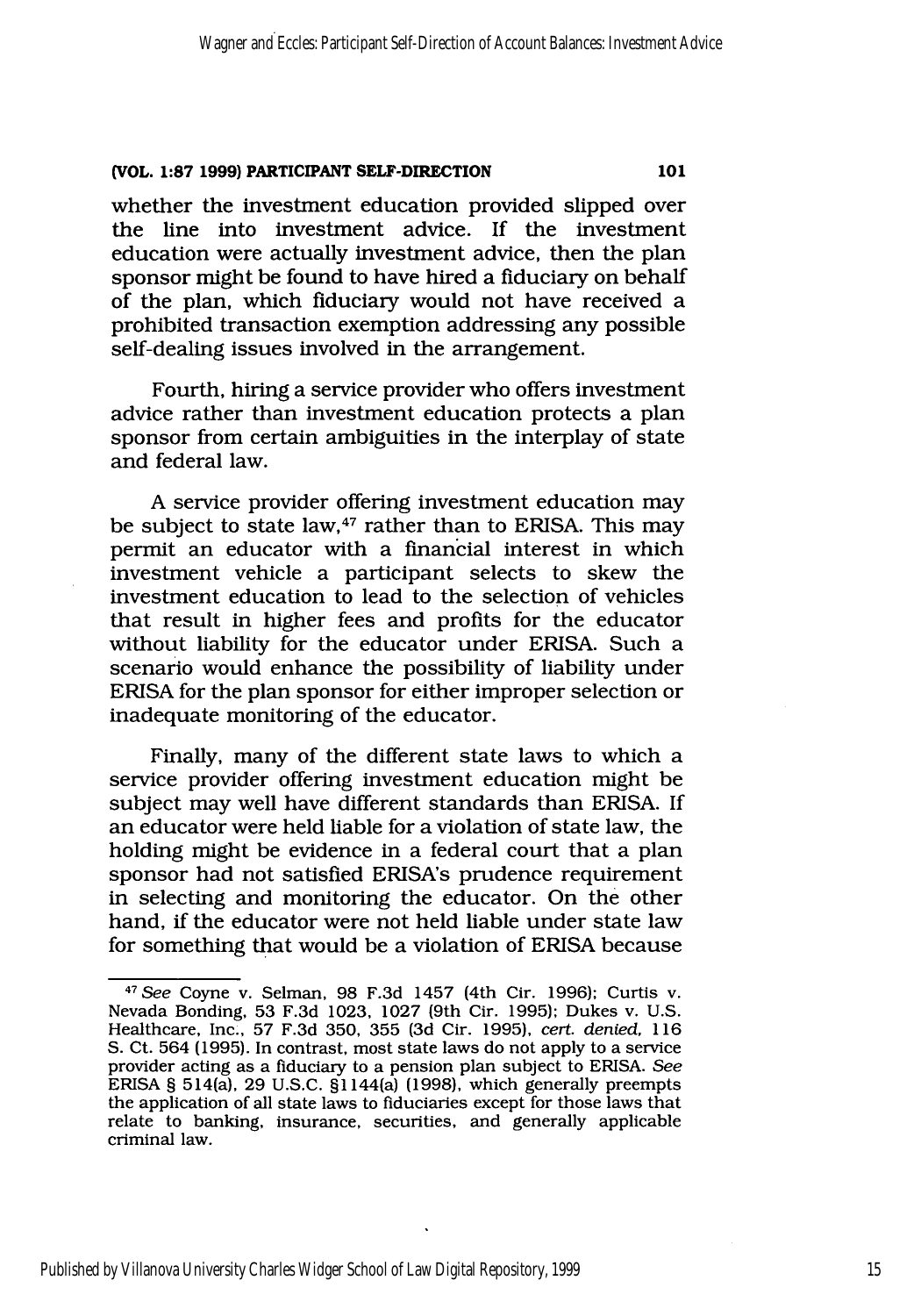whether the investment education provided slipped over the line into investment advice. If the investment education were actually investment advice, then the plan sponsor might be found to have hired a fiduciary on behalf of the plan, which fiduciary would not have received a prohibited transaction exemption addressing any possible self-dealing issues involved in the arrangement.

Fourth, hiring a service provider who offers investment advice rather than investment education protects a plan sponsor from certain ambiguities in the interplay of state and federal law.

A service provider offering investment education may be subject to state law,[47] rather than to ERISA. This may permit an educator with a financial interest in which investment vehicle a participant selects to skew the investment education to lead to the selection of vehicles that result in higher fees and profits for the educator without liability for the educator under ERISA. Such a scenario would enhance the possibility of liability under ERISA for the plan sponsor for either improper selection or inadequate monitoring of the educator.

Finally, many of the different state laws to which a service provider offering investment education might be subject may well have different standards than ERISA. If an educator were held liable for a violation of state law, the holding might be evidence in a federal court that a plan sponsor had not satisfied ERISA's prudence requirement in selecting and monitoring the educator. On the other hand, if the educator were not held liable under state law for something that would be a violation of ERISA because

---

[47] *See* Coyne v. Selman, 98 F.3d 1457 (4th Cir. 1996); Curtis v. Nevada Bonding, 53 F.3d 1023, 1027 (9th Cir. 1995); Dukes v. U.S. Healthcare, Inc., 57 F.3d 350, 355 (3d Cir. 1995), *cert. denied*, 116 S. Ct. 564 (1995). In contrast, most state laws do not apply to a service provider acting as a fiduciary to a pension plan subject to ERISA. *See* ERISA § 514(a), 29 U.S.C. §1144(a) (1998), which generally preempts the application of all state laws to fiduciaries except for those laws that relate to banking, insurance, securities, and generally applicable criminal law.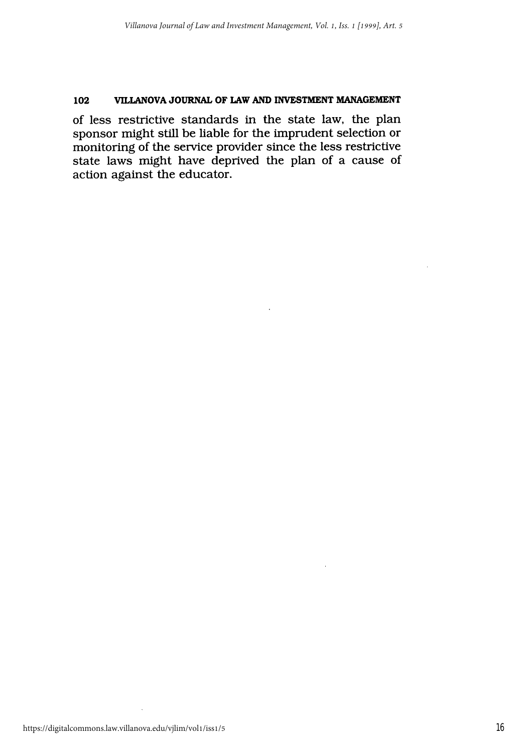of less restrictive standards in the state law, the plan sponsor might still be liable for the imprudent selection or monitoring of the service provider since the less restrictive state laws might have deprived the plan of a cause of action against the educator.